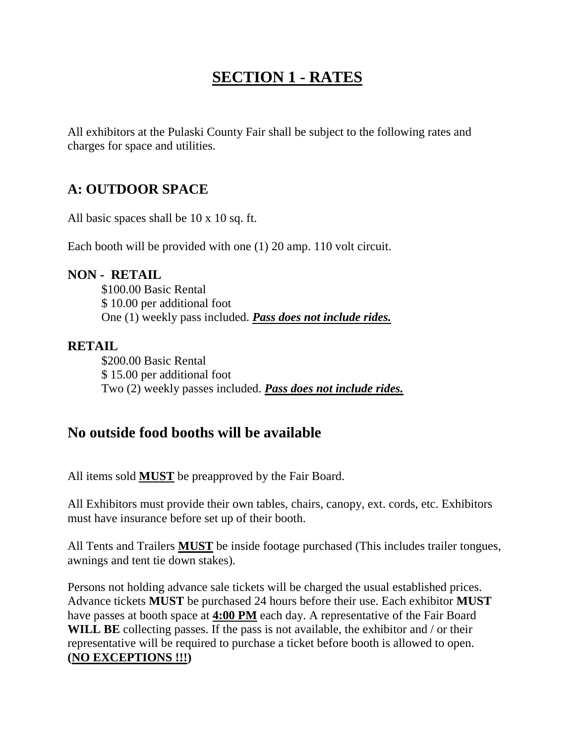# SECTION 1 - RATES

All exhibitors at the Pulaski County Fair shall be subject to the following rates and charges for space and utilities.

## A: OUTDOOR SPACE

All basic spaces shall be 10 x 10 sq. ft.

Each booth will be provided with one (1) 20 amp. 110 volt circuit.

### NON - RETAIL

$100.00 Basic Rental
$ 10.00 per additional foot
One (1) weekly pass included. ***Pass does not include rides.***

### RETAIL

$200.00 Basic Rental
$ 15.00 per additional foot
Two (2) weekly passes included. ***Pass does not include rides.***

## No outside food booths will be available

All items sold **MUST** be preapproved by the Fair Board.

All Exhibitors must provide their own tables, chairs, canopy, ext. cords, etc. Exhibitors must have insurance before set up of their booth.

All Tents and Trailers **MUST** be inside footage purchased (This includes trailer tongues, awnings and tent tie down stakes).

Persons not holding advance sale tickets will be charged the usual established prices. Advance tickets **MUST** be purchased 24 hours before their use. Each exhibitor **MUST** have passes at booth space at **4:00 PM** each day. A representative of the Fair Board **WILL BE** collecting passes. If the pass is not available, the exhibitor and / or their representative will be required to purchase a ticket before booth is allowed to open. **(NO EXCEPTIONS !!!)**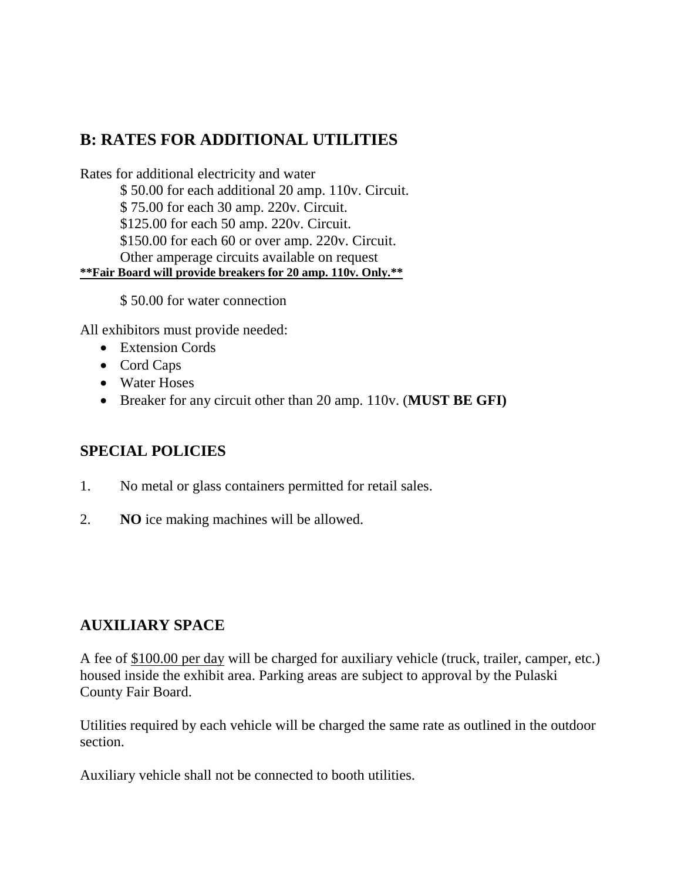## B: RATES FOR ADDITIONAL UTILITIES

Rates for additional electricity and water

$ 50.00 for each additional 20 amp. 110v. Circuit.
$ 75.00 for each 30 amp. 220v. Circuit.
$125.00 for each 50 amp. 220v. Circuit.
$150.00 for each 60 or over amp. 220v. Circuit.
Other amperage circuits available on request

<u>**\*\*Fair Board will provide breakers for 20 amp. 110v. Only.\*\***</u>

$ 50.00 for water connection

All exhibitors must provide needed:

- Extension Cords
- Cord Caps
- Water Hoses
- Breaker for any circuit other than 20 amp. 110v. (**MUST BE GFI)**

## SPECIAL POLICIES

1. No metal or glass containers permitted for retail sales.

2. **NO** ice making machines will be allowed.

## AUXILIARY SPACE

A fee of <u>$100.00 per day</u> will be charged for auxiliary vehicle (truck, trailer, camper, etc.) housed inside the exhibit area. Parking areas are subject to approval by the Pulaski County Fair Board.

Utilities required by each vehicle will be charged the same rate as outlined in the outdoor section.

Auxiliary vehicle shall not be connected to booth utilities.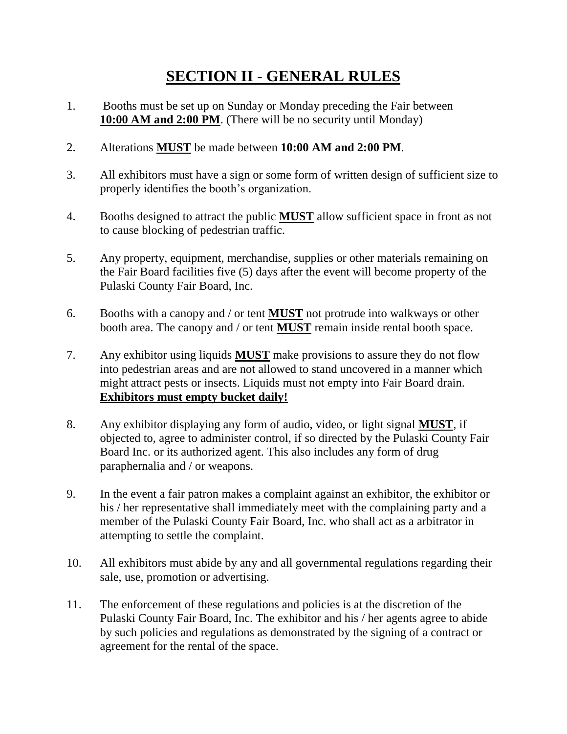# SECTION II - GENERAL RULES

1. Booths must be set up on Sunday or Monday preceding the Fair between **10:00 AM and 2:00 PM**. (There will be no security until Monday)

2. Alterations **MUST** be made between **10:00 AM and 2:00 PM**.

3. All exhibitors must have a sign or some form of written design of sufficient size to properly identifies the booth's organization.

4. Booths designed to attract the public **MUST** allow sufficient space in front as not to cause blocking of pedestrian traffic.

5. Any property, equipment, merchandise, supplies or other materials remaining on the Fair Board facilities five (5) days after the event will become property of the Pulaski County Fair Board, Inc.

6. Booths with a canopy and / or tent **MUST** not protrude into walkways or other booth area. The canopy and / or tent **MUST** remain inside rental booth space.

7. Any exhibitor using liquids **MUST** make provisions to assure they do not flow into pedestrian areas and are not allowed to stand uncovered in a manner which might attract pests or insects. Liquids must not empty into Fair Board drain. **Exhibitors must empty bucket daily!**

8. Any exhibitor displaying any form of audio, video, or light signal **MUST**, if objected to, agree to administer control, if so directed by the Pulaski County Fair Board Inc. or its authorized agent. This also includes any form of drug paraphernalia and / or weapons.

9. In the event a fair patron makes a complaint against an exhibitor, the exhibitor or his / her representative shall immediately meet with the complaining party and a member of the Pulaski County Fair Board, Inc. who shall act as a arbitrator in attempting to settle the complaint.

10. All exhibitors must abide by any and all governmental regulations regarding their sale, use, promotion or advertising.

11. The enforcement of these regulations and policies is at the discretion of the Pulaski County Fair Board, Inc. The exhibitor and his / her agents agree to abide by such policies and regulations as demonstrated by the signing of a contract or agreement for the rental of the space.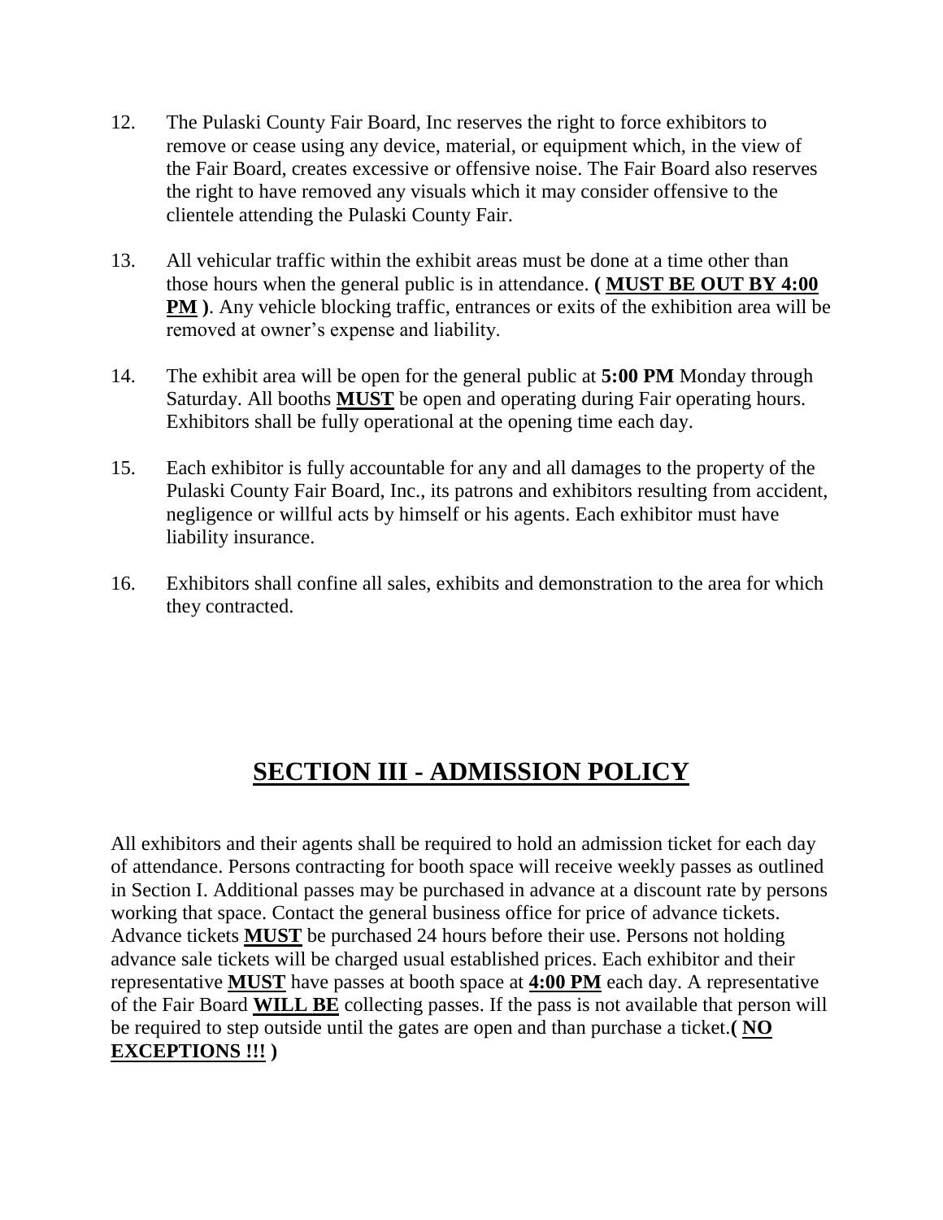12. The Pulaski County Fair Board, Inc reserves the right to force exhibitors to remove or cease using any device, material, or equipment which, in the view of the Fair Board, creates excessive or offensive noise. The Fair Board also reserves the right to have removed any visuals which it may consider offensive to the clientele attending the Pulaski County Fair.

13. All vehicular traffic within the exhibit areas must be done at a time other than those hours when the general public is in attendance. **( <u>MUST BE OUT BY 4:00 PM</u> )**. Any vehicle blocking traffic, entrances or exits of the exhibition area will be removed at owner's expense and liability.

14. The exhibit area will be open for the general public at **5:00 PM** Monday through Saturday. All booths **<u>MUST</u>** be open and operating during Fair operating hours. Exhibitors shall be fully operational at the opening time each day.

15. Each exhibitor is fully accountable for any and all damages to the property of the Pulaski County Fair Board, Inc., its patrons and exhibitors resulting from accident, negligence or willful acts by himself or his agents. Each exhibitor must have liability insurance.

16. Exhibitors shall confine all sales, exhibits and demonstration to the area for which they contracted.

# <u>SECTION III - ADMISSION POLICY</u>

All exhibitors and their agents shall be required to hold an admission ticket for each day of attendance. Persons contracting for booth space will receive weekly passes as outlined in Section I. Additional passes may be purchased in advance at a discount rate by persons working that space. Contact the general business office for price of advance tickets. Advance tickets **<u>MUST</u>** be purchased 24 hours before their use. Persons not holding advance sale tickets will be charged usual established prices. Each exhibitor and their representative **<u>MUST</u>** have passes at booth space at **<u>4:00 PM</u>** each day. A representative of the Fair Board **<u>WILL BE</u>** collecting passes. If the pass is not available that person will be required to step outside until the gates are open and than purchase a ticket.**( <u>NO EXCEPTIONS !!!</u> )**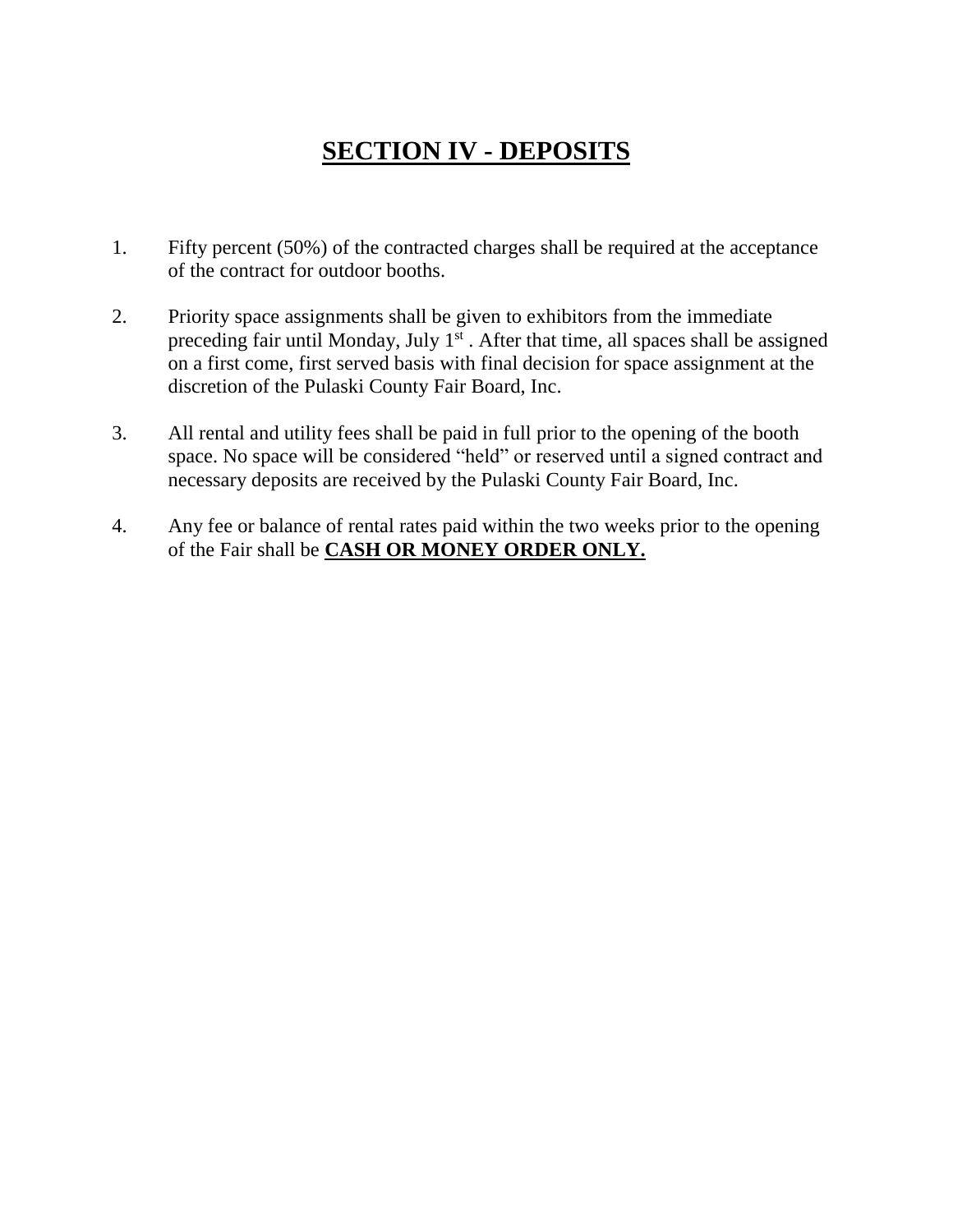# SECTION IV - DEPOSITS

1. Fifty percent (50%) of the contracted charges shall be required at the acceptance of the contract for outdoor booths.

2. Priority space assignments shall be given to exhibitors from the immediate preceding fair until Monday, July 1st . After that time, all spaces shall be assigned on a first come, first served basis with final decision for space assignment at the discretion of the Pulaski County Fair Board, Inc.

3. All rental and utility fees shall be paid in full prior to the opening of the booth space. No space will be considered "held" or reserved until a signed contract and necessary deposits are received by the Pulaski County Fair Board, Inc.

4. Any fee or balance of rental rates paid within the two weeks prior to the opening of the Fair shall be **CASH OR MONEY ORDER ONLY.**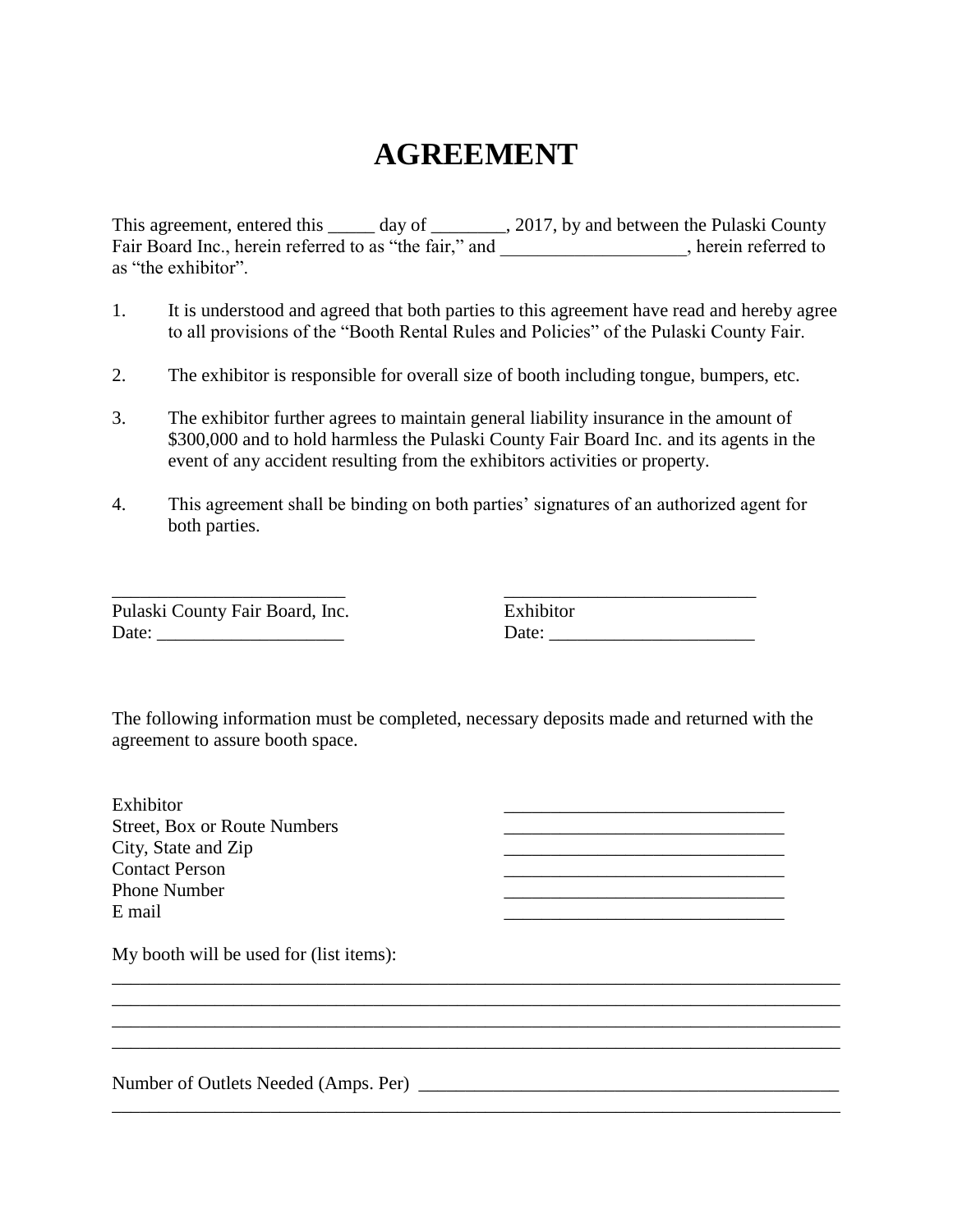# AGREEMENT

This agreement, entered this _____ day of ________, 2017, by and between the Pulaski County Fair Board Inc., herein referred to as "the fair," and ____________________, herein referred to as "the exhibitor".

1. It is understood and agreed that both parties to this agreement have read and hereby agree to all provisions of the "Booth Rental Rules and Policies" of the Pulaski County Fair.

2. The exhibitor is responsible for overall size of booth including tongue, bumpers, etc.

3. The exhibitor further agrees to maintain general liability insurance in the amount of $300,000 and to hold harmless the Pulaski County Fair Board Inc. and its agents in the event of any accident resulting from the exhibitors activities or property.

4. This agreement shall be binding on both parties' signatures of an authorized agent for both parties.

_________________________  
Pulaski County Fair Board, Inc.  
Date: ____________________

___________________________  
Exhibitor  
Date: ______________________

The following information must be completed, necessary deposits made and returned with the agreement to assure booth space.

Exhibitor ______________________________  
Street, Box or Route Numbers ______________________________  
City, State and Zip ______________________________  
Contact Person ______________________________  
Phone Number ______________________________  
E mail ______________________________

My booth will be used for (list items):

________________________________________________________________________________  
________________________________________________________________________________  
________________________________________________________________________________  
________________________________________________________________________________

Number of Outlets Needed (Amps. Per) ______________________________________________  
________________________________________________________________________________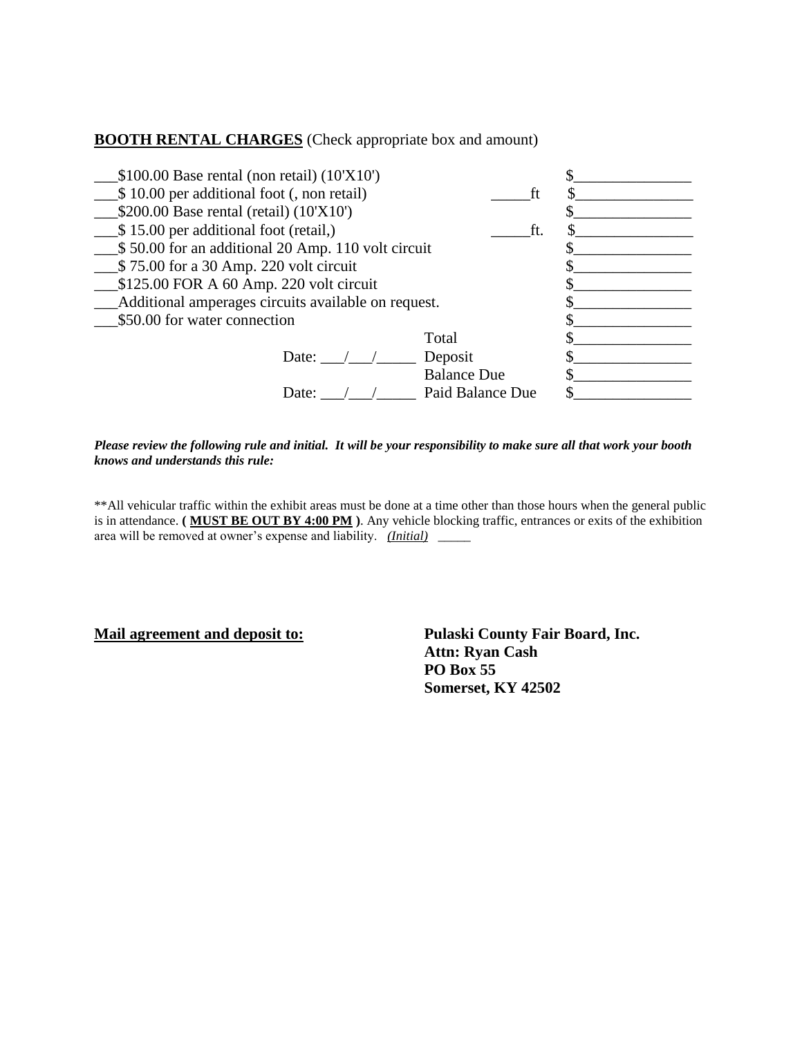**BOOTH RENTAL CHARGES** (Check appropriate box and amount)

| | | |
|---|---|---|
| ___$100.00 Base rental (non retail) (10'X10') | | $_______________ |
| ___$ 10.00 per additional foot (, non retail) | _____ft | $_______________ |
| ___$200.00 Base rental (retail) (10'X10') | | $_______________ |
| ___$ 15.00 per additional foot (retail,) | _____ft. | $_______________ |
| ___$ 50.00 for an additional 20 Amp. 110 volt circuit | | $_______________ |
| ___$ 75.00 for a 30 Amp. 220 volt circuit | | $_______________ |
| ___$125.00 FOR A 60 Amp. 220 volt circuit | | $_______________ |
| ___Additional amperages circuits available on request. | | $_______________ |
| ___$50.00 for water connection | | $_______________ |
| | Total | $_______________ |
| Date: ___/___/_____ | Deposit | $_______________ |
| | Balance Due | $_______________ |
| Date: ___/___/_____ | Paid Balance Due | $_______________ |

***Please review the following rule and initial. It will be your responsibility to make sure all that work your booth knows and understands this rule:***

**All vehicular traffic within the exhibit areas must be done at a time other than those hours when the general public is in attendance. **( MUST BE OUT BY 4:00 PM )**. Any vehicle blocking traffic, entrances or exits of the exhibition area will be removed at owner's expense and liability. *(Initial)* _____

**Mail agreement and deposit to:**

**Pulaski County Fair Board, Inc.**
**Attn: Ryan Cash**
**PO Box 55**
**Somerset, KY 42502**